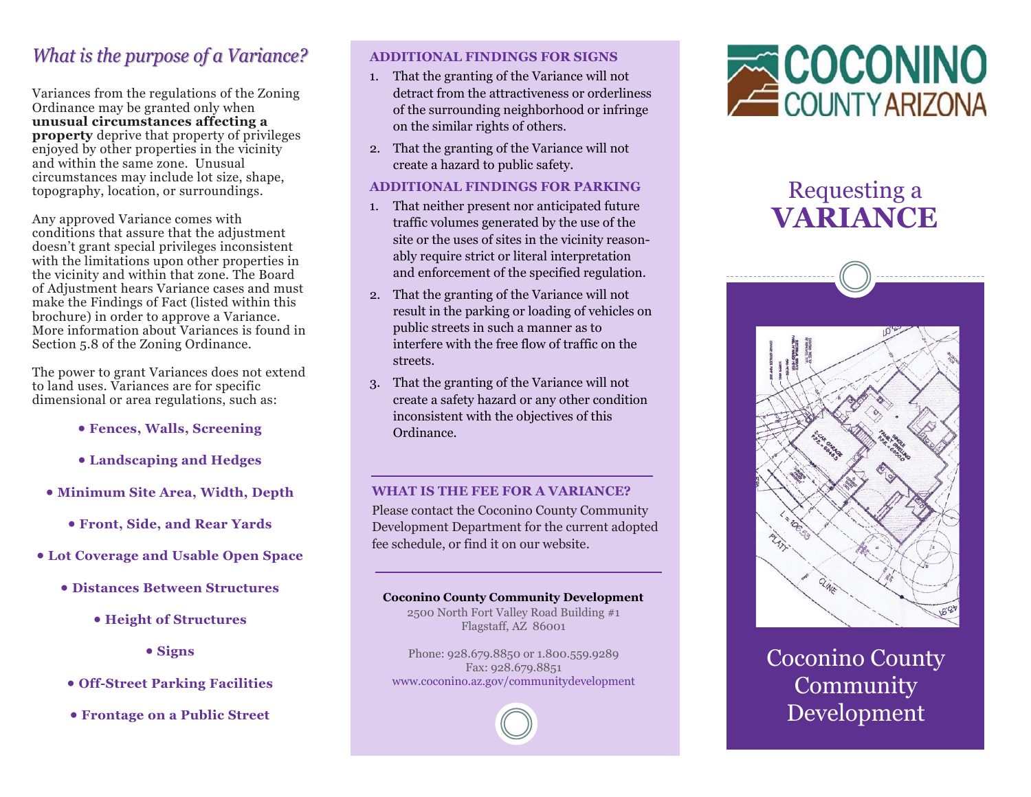## *What is the purpose of a Variance?*

Variances from the regulations of the Zoning Ordinance may be granted only when **unusual circumstances affecting a property** deprive that property of privileges enjoyed by other properties in the vicinity and within the same zone. Unusual circumstances may include lot size, shape, topography, location, or surroundings.

Any approved Variance comes with conditions that assure that the adjustment doesn't grant special privileges inconsistent with the limitations upon other properties in the vicinity and within that zone. The Board of Adjustment hears Variance cases and must make the Findings of Fact (listed within this brochure) in order to approve a Variance. More information about Variances is found in Section 5.8 of the Zoning Ordinance.

The power to grant Variances does not extend to land uses. Variances are for specific dimensional or area regulations, such as:

- **Fences, Walls, Screening**
- **Landscaping and Hedges**
- **Minimum Site Area, Width, Depth**
- **Front, Side, and Rear Yards**
- **Lot Coverage and Usable Open Space**
- **Distances Between Structures**
- **Height of Structures**
- **Signs**
- **Off-Street Parking Facilities**
- **Frontage on a Public Street**

### ADDITIONAL FINDINGS FOR SIGNS

1. That the granting of the Variance will not detract from the attractiveness or orderliness of the surrounding neighborhood or infringe on the similar rights of others.
2. That the granting of the Variance will not create a hazard to public safety.

### ADDITIONAL FINDINGS FOR PARKING

1. That neither present nor anticipated future traffic volumes generated by the use of the site or the uses of sites in the vicinity reasonably require strict or literal interpretation and enforcement of the specified regulation.
2. That the granting of the Variance will not result in the parking or loading of vehicles on public streets in such a manner as to interfere with the free flow of traffic on the streets.
3. That the granting of the Variance will not create a safety hazard or any other condition inconsistent with the objectives of this Ordinance.

### WHAT IS THE FEE FOR A VARIANCE?

Please contact the Coconino County Community Development Department for the current adopted fee schedule, or find it on our website.

**Coconino County Community Development**
2500 North Fort Valley Road Building #1
Flagstaff, AZ 86001

Phone: 928.679.8850 or 1.800.559.9289
Fax: 928.679.8851
www.coconino.az.gov/communitydevelopment

COCONINO COUNTY ARIZONA

# Requesting a **VARIANCE**

Coconino County Community Development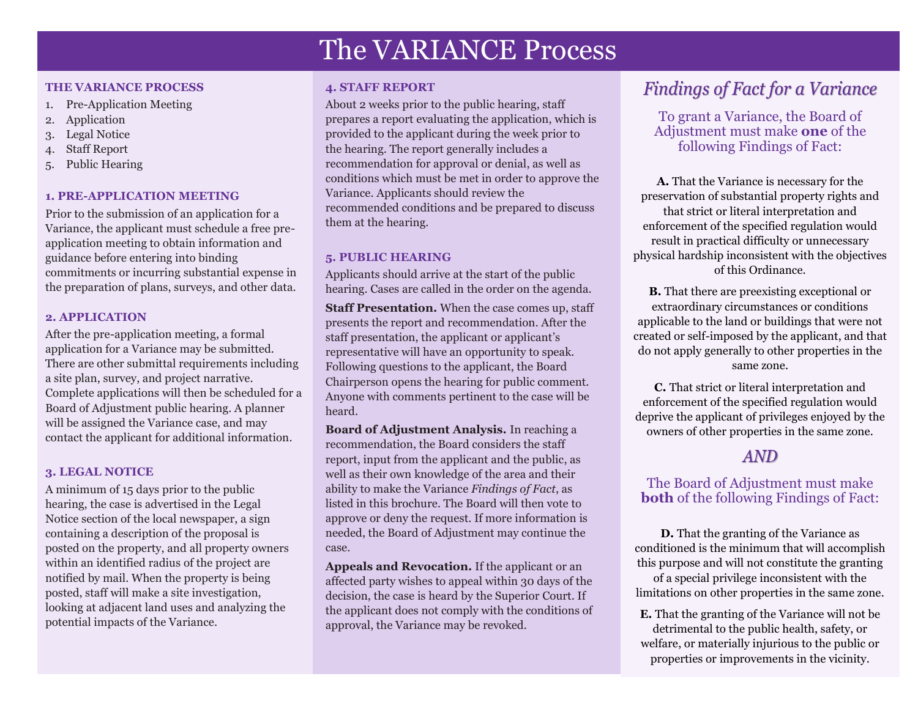# The VARIANCE Process

### THE VARIANCE PROCESS

1. Pre-Application Meeting
2. Application
3. Legal Notice
4. Staff Report
5. Public Hearing

### 1. PRE-APPLICATION MEETING

Prior to the submission of an application for a Variance, the applicant must schedule a free pre-application meeting to obtain information and guidance before entering into binding commitments or incurring substantial expense in the preparation of plans, surveys, and other data.

### 2. APPLICATION

After the pre-application meeting, a formal application for a Variance may be submitted. There are other submittal requirements including a site plan, survey, and project narrative. Complete applications will then be scheduled for a Board of Adjustment public hearing. A planner will be assigned the Variance case, and may contact the applicant for additional information.

### 3. LEGAL NOTICE

A minimum of 15 days prior to the public hearing, the case is advertised in the Legal Notice section of the local newspaper, a sign containing a description of the proposal is posted on the property, and all property owners within an identified radius of the project are notified by mail. When the property is being posted, staff will make a site investigation, looking at adjacent land uses and analyzing the potential impacts of the Variance.

### 4. STAFF REPORT

About 2 weeks prior to the public hearing, staff prepares a report evaluating the application, which is provided to the applicant during the week prior to the hearing. The report generally includes a recommendation for approval or denial, as well as conditions which must be met in order to approve the Variance. Applicants should review the recommended conditions and be prepared to discuss them at the hearing.

### 5. PUBLIC HEARING

Applicants should arrive at the start of the public hearing. Cases are called in the order on the agenda.

**Staff Presentation.** When the case comes up, staff presents the report and recommendation. After the staff presentation, the applicant or applicant's representative will have an opportunity to speak. Following questions to the applicant, the Board Chairperson opens the hearing for public comment. Anyone with comments pertinent to the case will be heard.

**Board of Adjustment Analysis.** In reaching a recommendation, the Board considers the staff report, input from the applicant and the public, as well as their own knowledge of the area and their ability to make the Variance *Findings of Fact*, as listed in this brochure. The Board will then vote to approve or deny the request. If more information is needed, the Board of Adjustment may continue the case.

**Appeals and Revocation.** If the applicant or an affected party wishes to appeal within 30 days of the decision, the case is heard by the Superior Court. If the applicant does not comply with the conditions of approval, the Variance may be revoked.

## *Findings of Fact for a Variance*

To grant a Variance, the Board of Adjustment must make **one** of the following Findings of Fact:

**A.** That the Variance is necessary for the preservation of substantial property rights and that strict or literal interpretation and enforcement of the specified regulation would result in practical difficulty or unnecessary physical hardship inconsistent with the objectives of this Ordinance.

**B.** That there are preexisting exceptional or extraordinary circumstances or conditions applicable to the land or buildings that were not created or self-imposed by the applicant, and that do not apply generally to other properties in the same zone.

**C.** That strict or literal interpretation and enforcement of the specified regulation would deprive the applicant of privileges enjoyed by the owners of other properties in the same zone.

***AND***

The Board of Adjustment must make **both** of the following Findings of Fact:

**D.** That the granting of the Variance as conditioned is the minimum that will accomplish this purpose and will not constitute the granting of a special privilege inconsistent with the limitations on other properties in the same zone.

**E.** That the granting of the Variance will not be detrimental to the public health, safety, or welfare, or materially injurious to the public or properties or improvements in the vicinity.